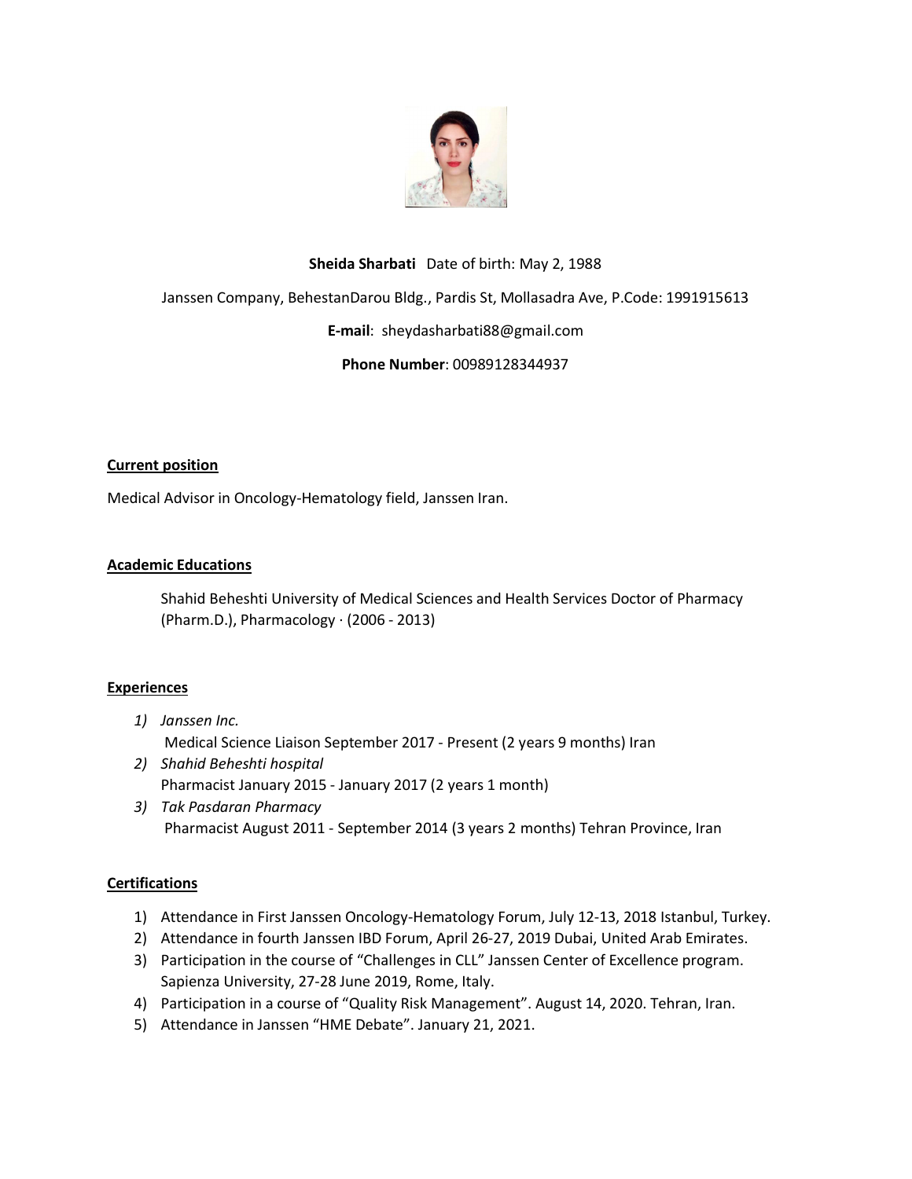**Sheida Sharbati** Date of birth: May 2, 1988

Janssen Company, BehestanDarou Bldg., Pardis St, Mollasadra Ave, P.Code: 1991915613

**E-mail**: sheydasharbati88@gmail.com

**Phone Number**: 00989128344937

## Current position

Medical Advisor in Oncology-Hematology field, Janssen Iran.

## Academic Educations

Shahid Beheshti University of Medical Sciences and Health Services Doctor of Pharmacy (Pharm.D.), Pharmacology · (2006 - 2013)

## Experiences

1) *Janssen Inc.*
   Medical Science Liaison September 2017 - Present (2 years 9 months) Iran
2) *Shahid Beheshti hospital*
   Pharmacist January 2015 - January 2017 (2 years 1 month)
3) *Tak Pasdaran Pharmacy*
   Pharmacist August 2011 - September 2014 (3 years 2 months) Tehran Province, Iran

## Certifications

1) Attendance in First Janssen Oncology-Hematology Forum, July 12-13, 2018 Istanbul, Turkey.
2) Attendance in fourth Janssen IBD Forum, April 26-27, 2019 Dubai, United Arab Emirates.
3) Participation in the course of "Challenges in CLL" Janssen Center of Excellence program. Sapienza University, 27-28 June 2019, Rome, Italy.
4) Participation in a course of "Quality Risk Management". August 14, 2020. Tehran, Iran.
5) Attendance in Janssen "HME Debate". January 21, 2021.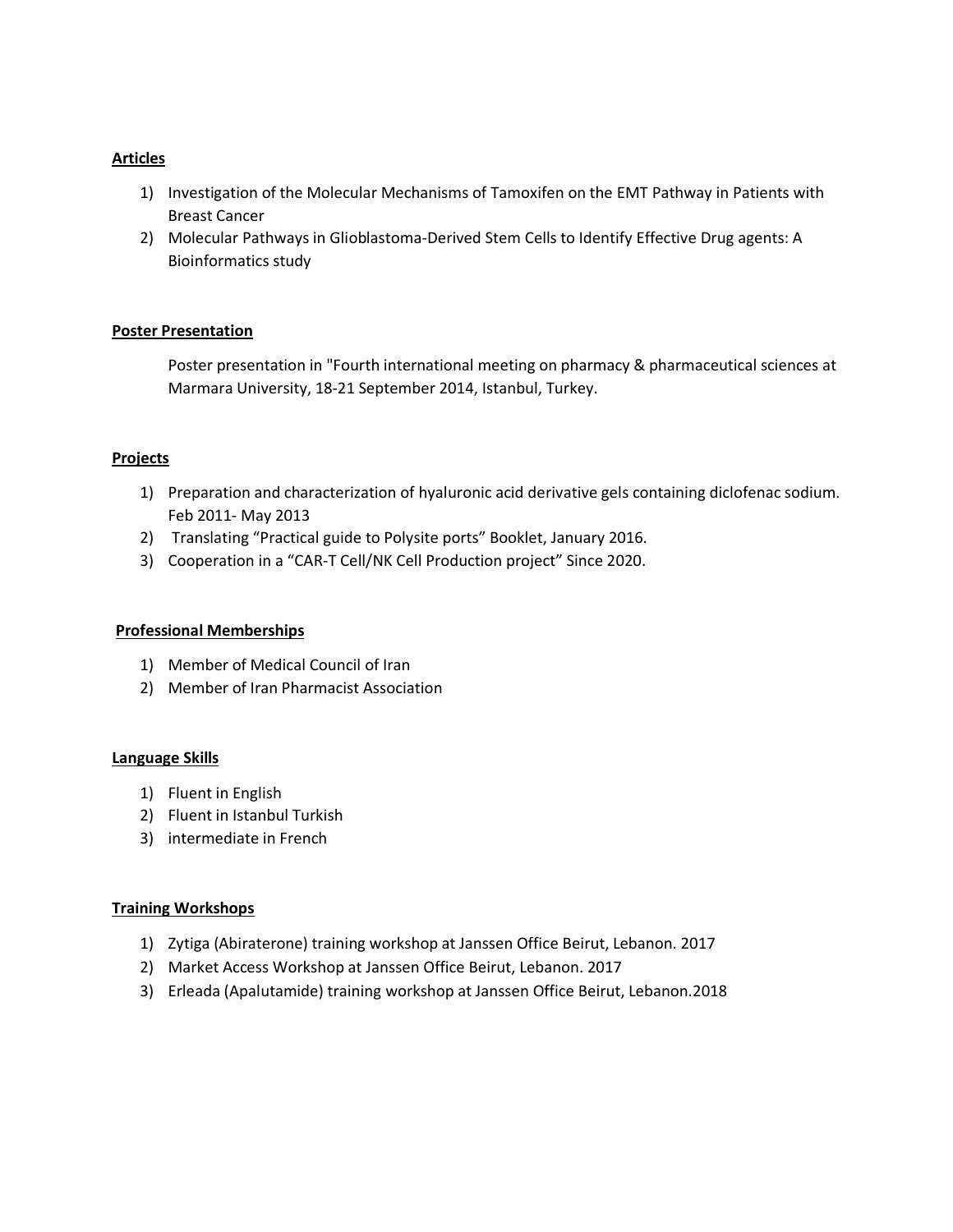## Articles

1) Investigation of the Molecular Mechanisms of Tamoxifen on the EMT Pathway in Patients with Breast Cancer
2) Molecular Pathways in Glioblastoma-Derived Stem Cells to Identify Effective Drug agents: A Bioinformatics study

## Poster Presentation

Poster presentation in "Fourth international meeting on pharmacy & pharmaceutical sciences at Marmara University, 18-21 September 2014, Istanbul, Turkey.

## Projects

1) Preparation and characterization of hyaluronic acid derivative gels containing diclofenac sodium. Feb 2011- May 2013
2) Translating "Practical guide to Polysite ports" Booklet, January 2016.
3) Cooperation in a "CAR-T Cell/NK Cell Production project" Since 2020.

## Professional Memberships

1) Member of Medical Council of Iran
2) Member of Iran Pharmacist Association

## Language Skills

1) Fluent in English
2) Fluent in Istanbul Turkish
3) intermediate in French

## Training Workshops

1) Zytiga (Abiraterone) training workshop at Janssen Office Beirut, Lebanon. 2017
2) Market Access Workshop at Janssen Office Beirut, Lebanon. 2017
3) Erleada (Apalutamide) training workshop at Janssen Office Beirut, Lebanon.2018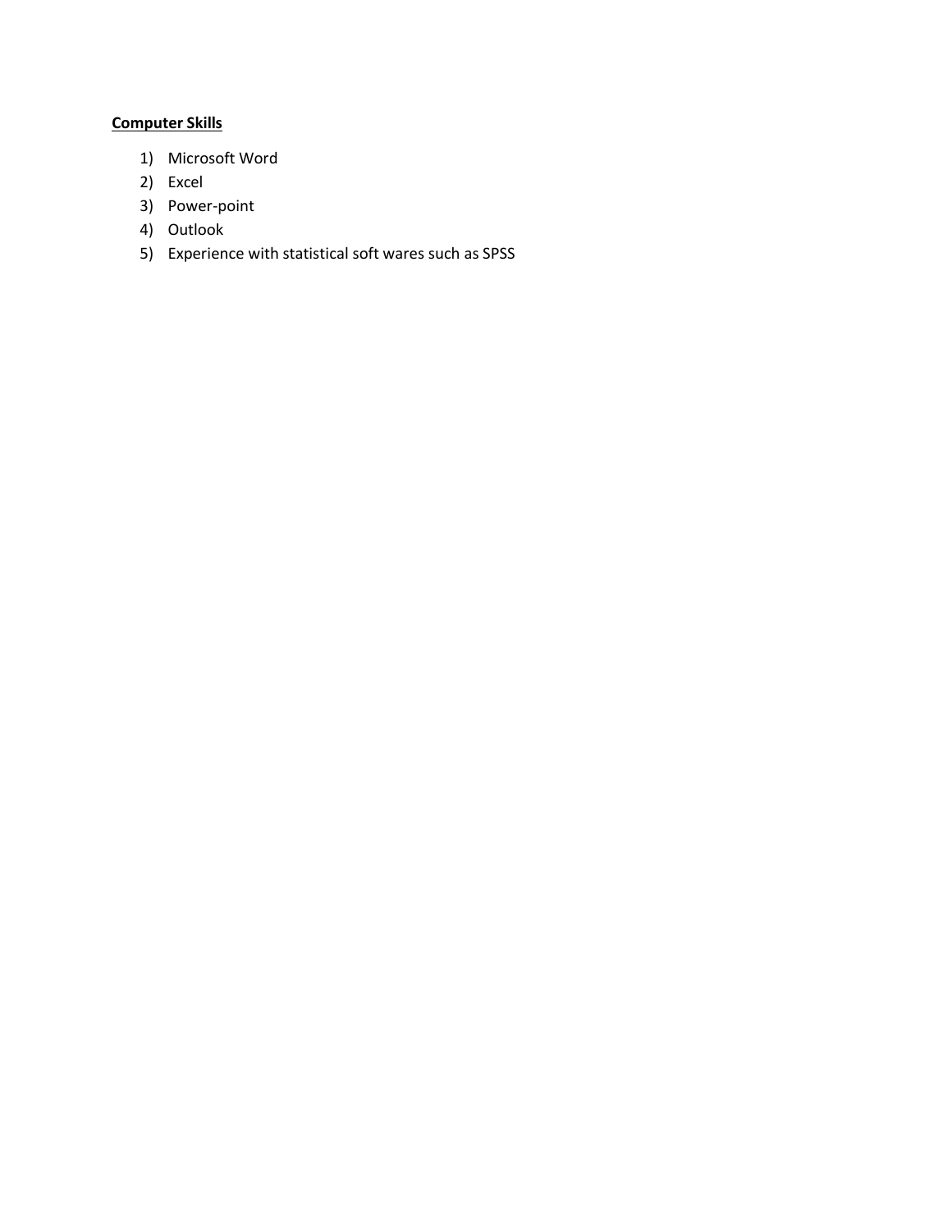**Computer Skills**

1) Microsoft Word
2) Excel
3) Power-point
4) Outlook
5) Experience with statistical soft wares such as SPSS